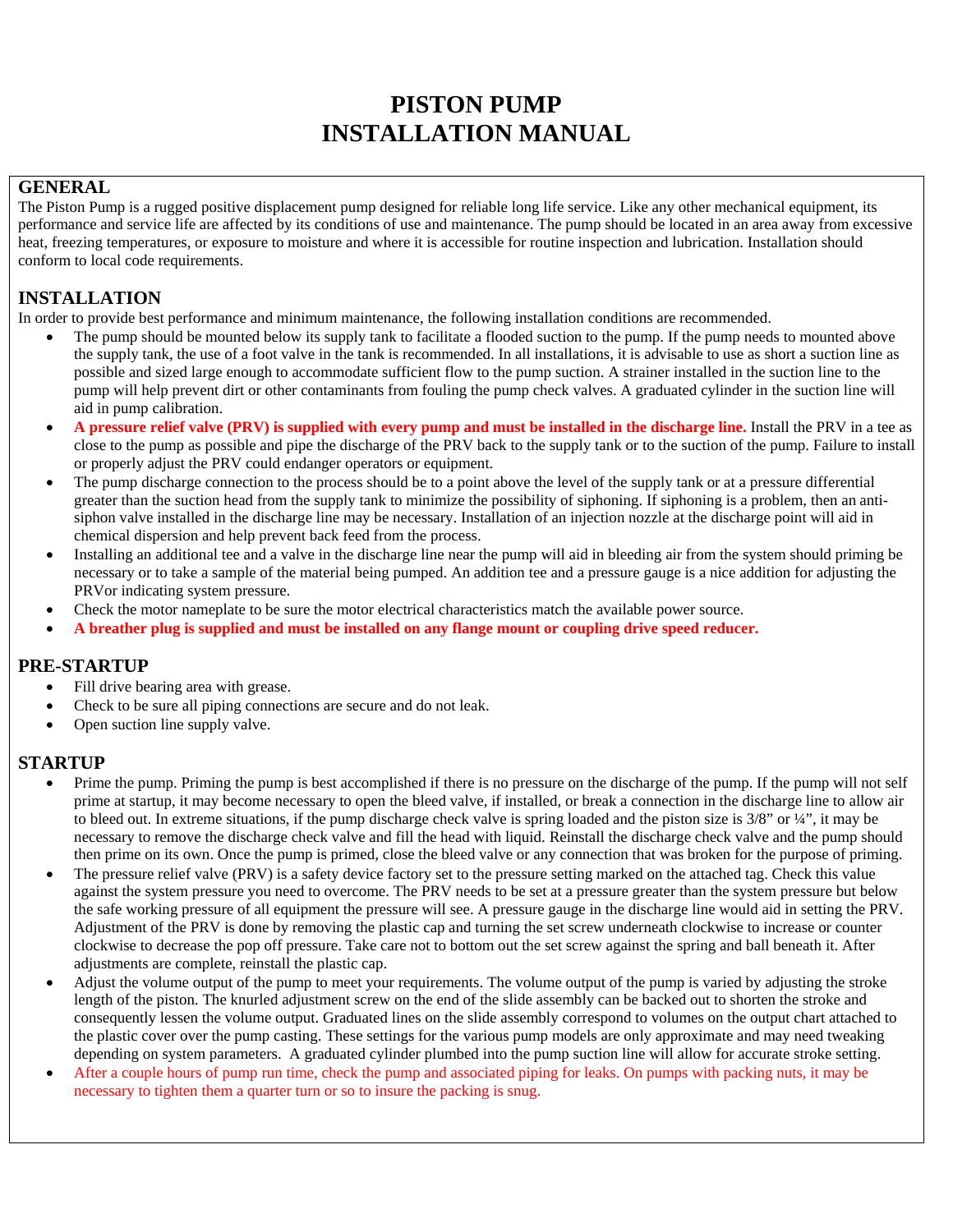# PISTON PUMP
# INSTALLATION MANUAL

## GENERAL

The Piston Pump is a rugged positive displacement pump designed for reliable long life service. Like any other mechanical equipment, its performance and service life are affected by its conditions of use and maintenance. The pump should be located in an area away from excessive heat, freezing temperatures, or exposure to moisture and where it is accessible for routine inspection and lubrication. Installation should conform to local code requirements.

## INSTALLATION

In order to provide best performance and minimum maintenance, the following installation conditions are recommended.

- The pump should be mounted below its supply tank to facilitate a flooded suction to the pump. If the pump needs to mounted above the supply tank, the use of a foot valve in the tank is recommended. In all installations, it is advisable to use as short a suction line as possible and sized large enough to accommodate sufficient flow to the pump suction. A strainer installed in the suction line to the pump will help prevent dirt or other contaminants from fouling the pump check valves. A graduated cylinder in the suction line will aid in pump calibration.
- **A pressure relief valve (PRV) is supplied with every pump and must be installed in the discharge line.** Install the PRV in a tee as close to the pump as possible and pipe the discharge of the PRV back to the supply tank or to the suction of the pump. Failure to install or properly adjust the PRV could endanger operators or equipment.
- The pump discharge connection to the process should be to a point above the level of the supply tank or at a pressure differential greater than the suction head from the supply tank to minimize the possibility of siphoning. If siphoning is a problem, then an anti-siphon valve installed in the discharge line may be necessary. Installation of an injection nozzle at the discharge point will aid in chemical dispersion and help prevent back feed from the process.
- Installing an additional tee and a valve in the discharge line near the pump will aid in bleeding air from the system should priming be necessary or to take a sample of the material being pumped. An addition tee and a pressure gauge is a nice addition for adjusting the PRVor indicating system pressure.
- Check the motor nameplate to be sure the motor electrical characteristics match the available power source.
- **A breather plug is supplied and must be installed on any flange mount or coupling drive speed reducer.**

## PRE-STARTUP

- Fill drive bearing area with grease.
- Check to be sure all piping connections are secure and do not leak.
- Open suction line supply valve.

## STARTUP

- Prime the pump. Priming the pump is best accomplished if there is no pressure on the discharge of the pump. If the pump will not self prime at startup, it may become necessary to open the bleed valve, if installed, or break a connection in the discharge line to allow air to bleed out. In extreme situations, if the pump discharge check valve is spring loaded and the piston size is 3/8" or ¼", it may be necessary to remove the discharge check valve and fill the head with liquid. Reinstall the discharge check valve and the pump should then prime on its own. Once the pump is primed, close the bleed valve or any connection that was broken for the purpose of priming.
- The pressure relief valve (PRV) is a safety device factory set to the pressure setting marked on the attached tag. Check this value against the system pressure you need to overcome. The PRV needs to be set at a pressure greater than the system pressure but below the safe working pressure of all equipment the pressure will see. A pressure gauge in the discharge line would aid in setting the PRV. Adjustment of the PRV is done by removing the plastic cap and turning the set screw underneath clockwise to increase or counter clockwise to decrease the pop off pressure. Take care not to bottom out the set screw against the spring and ball beneath it. After adjustments are complete, reinstall the plastic cap.
- Adjust the volume output of the pump to meet your requirements. The volume output of the pump is varied by adjusting the stroke length of the piston. The knurled adjustment screw on the end of the slide assembly can be backed out to shorten the stroke and consequently lessen the volume output. Graduated lines on the slide assembly correspond to volumes on the output chart attached to the plastic cover over the pump casting. These settings for the various pump models are only approximate and may need tweaking depending on system parameters. A graduated cylinder plumbed into the pump suction line will allow for accurate stroke setting.
- After a couple hours of pump run time, check the pump and associated piping for leaks. On pumps with packing nuts, it may be necessary to tighten them a quarter turn or so to insure the packing is snug.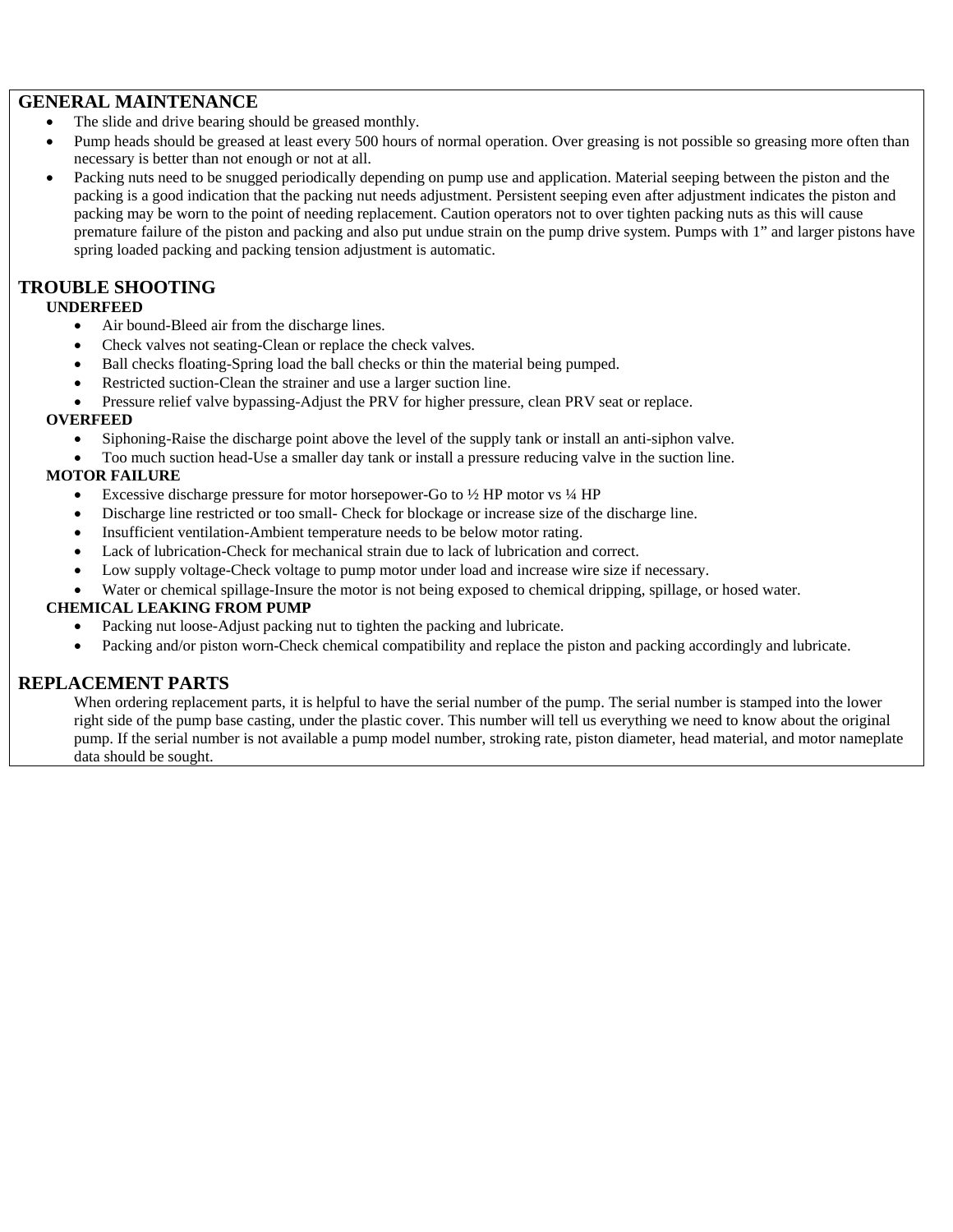## GENERAL MAINTENANCE

- The slide and drive bearing should be greased monthly.
- Pump heads should be greased at least every 500 hours of normal operation. Over greasing is not possible so greasing more often than necessary is better than not enough or not at all.
- Packing nuts need to be snugged periodically depending on pump use and application. Material seeping between the piston and the packing is a good indication that the packing nut needs adjustment. Persistent seeping even after adjustment indicates the piston and packing may be worn to the point of needing replacement. Caution operators not to over tighten packing nuts as this will cause premature failure of the piston and packing and also put undue strain on the pump drive system. Pumps with 1" and larger pistons have spring loaded packing and packing tension adjustment is automatic.

## TROUBLE SHOOTING

### UNDERFEED

- Air bound-Bleed air from the discharge lines.
- Check valves not seating-Clean or replace the check valves.
- Ball checks floating-Spring load the ball checks or thin the material being pumped.
- Restricted suction-Clean the strainer and use a larger suction line.
- Pressure relief valve bypassing-Adjust the PRV for higher pressure, clean PRV seat or replace.

### OVERFEED

- Siphoning-Raise the discharge point above the level of the supply tank or install an anti-siphon valve.
- Too much suction head-Use a smaller day tank or install a pressure reducing valve in the suction line.

### MOTOR FAILURE

- Excessive discharge pressure for motor horsepower-Go to ½ HP motor vs ¼ HP
- Discharge line restricted or too small- Check for blockage or increase size of the discharge line.
- Insufficient ventilation-Ambient temperature needs to be below motor rating.
- Lack of lubrication-Check for mechanical strain due to lack of lubrication and correct.
- Low supply voltage-Check voltage to pump motor under load and increase wire size if necessary.
- Water or chemical spillage-Insure the motor is not being exposed to chemical dripping, spillage, or hosed water.

### CHEMICAL LEAKING FROM PUMP

- Packing nut loose-Adjust packing nut to tighten the packing and lubricate.
- Packing and/or piston worn-Check chemical compatibility and replace the piston and packing accordingly and lubricate.

## REPLACEMENT PARTS

When ordering replacement parts, it is helpful to have the serial number of the pump. The serial number is stamped into the lower right side of the pump base casting, under the plastic cover. This number will tell us everything we need to know about the original pump. If the serial number is not available a pump model number, stroking rate, piston diameter, head material, and motor nameplate data should be sought.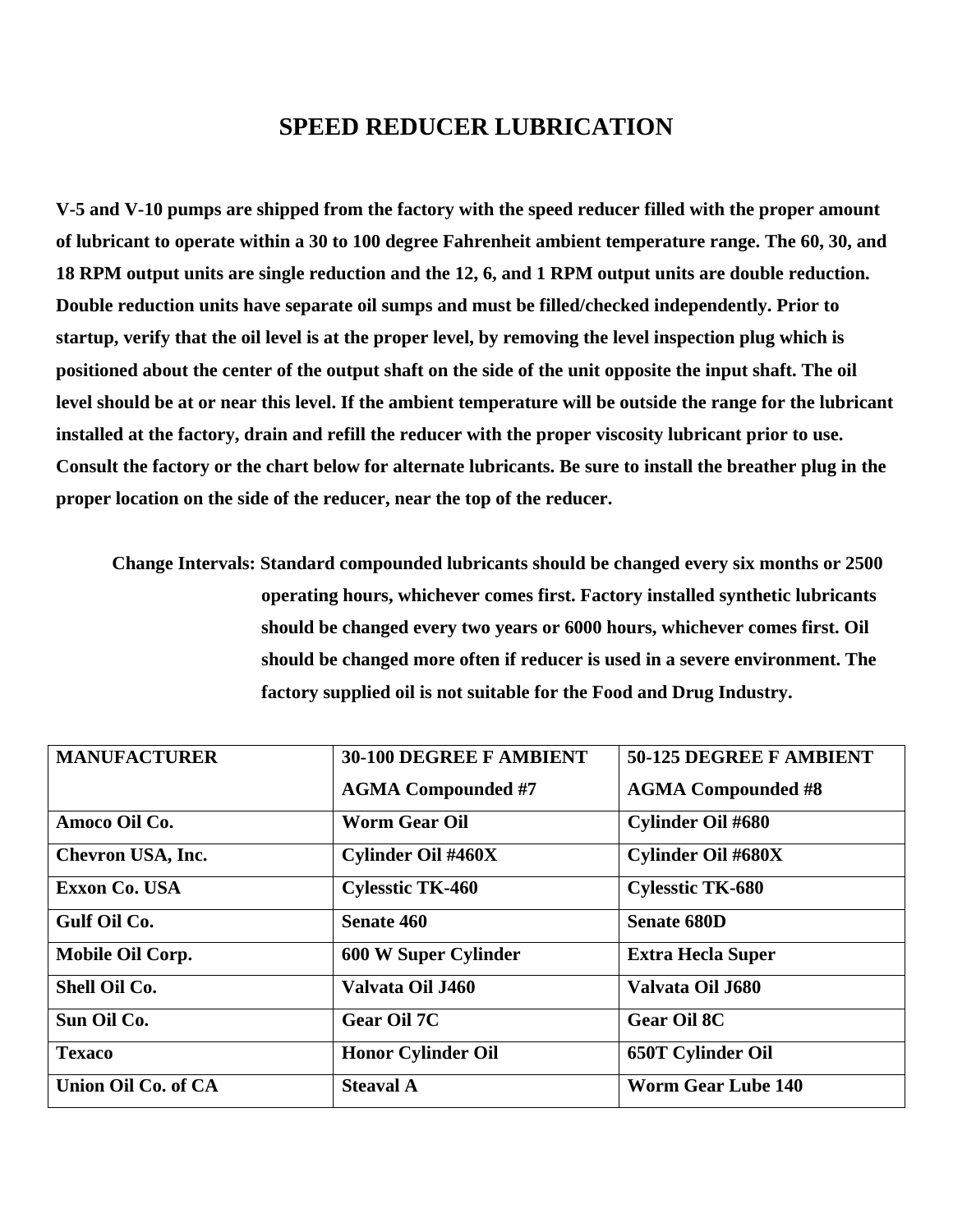# SPEED REDUCER LUBRICATION

**V-5 and V-10 pumps are shipped from the factory with the speed reducer filled with the proper amount of lubricant to operate within a 30 to 100 degree Fahrenheit ambient temperature range. The 60, 30, and 18 RPM output units are single reduction and the 12, 6, and 1 RPM output units are double reduction. Double reduction units have separate oil sumps and must be filled/checked independently. Prior to startup, verify that the oil level is at the proper level, by removing the level inspection plug which is positioned about the center of the output shaft on the side of the unit opposite the input shaft. The oil level should be at or near this level. If the ambient temperature will be outside the range for the lubricant installed at the factory, drain and refill the reducer with the proper viscosity lubricant prior to use. Consult the factory or the chart below for alternate lubricants. Be sure to install the breather plug in the proper location on the side of the reducer, near the top of the reducer.**

**Change Intervals: Standard compounded lubricants should be changed every six months or 2500 operating hours, whichever comes first. Factory installed synthetic lubricants should be changed every two years or 6000 hours, whichever comes first. Oil should be changed more often if reducer is used in a severe environment. The factory supplied oil is not suitable for the Food and Drug Industry.**

| MANUFACTURER | 30-100 DEGREE F AMBIENT AGMA Compounded #7 | 50-125 DEGREE F AMBIENT AGMA Compounded #8 |
|---|---|---|
| Amoco Oil Co. | Worm Gear Oil | Cylinder Oil #680 |
| Chevron USA, Inc. | Cylinder Oil #460X | Cylinder Oil #680X |
| Exxon Co. USA | Cylesstic TK-460 | Cylesstic TK-680 |
| Gulf Oil Co. | Senate 460 | Senate 680D |
| Mobile Oil Corp. | 600 W Super Cylinder | Extra Hecla Super |
| Shell Oil Co. | Valvata Oil J460 | Valvata Oil J680 |
| Sun Oil Co. | Gear Oil 7C | Gear Oil 8C |
| Texaco | Honor Cylinder Oil | 650T Cylinder Oil |
| Union Oil Co. of CA | Steaval A | Worm Gear Lube 140 |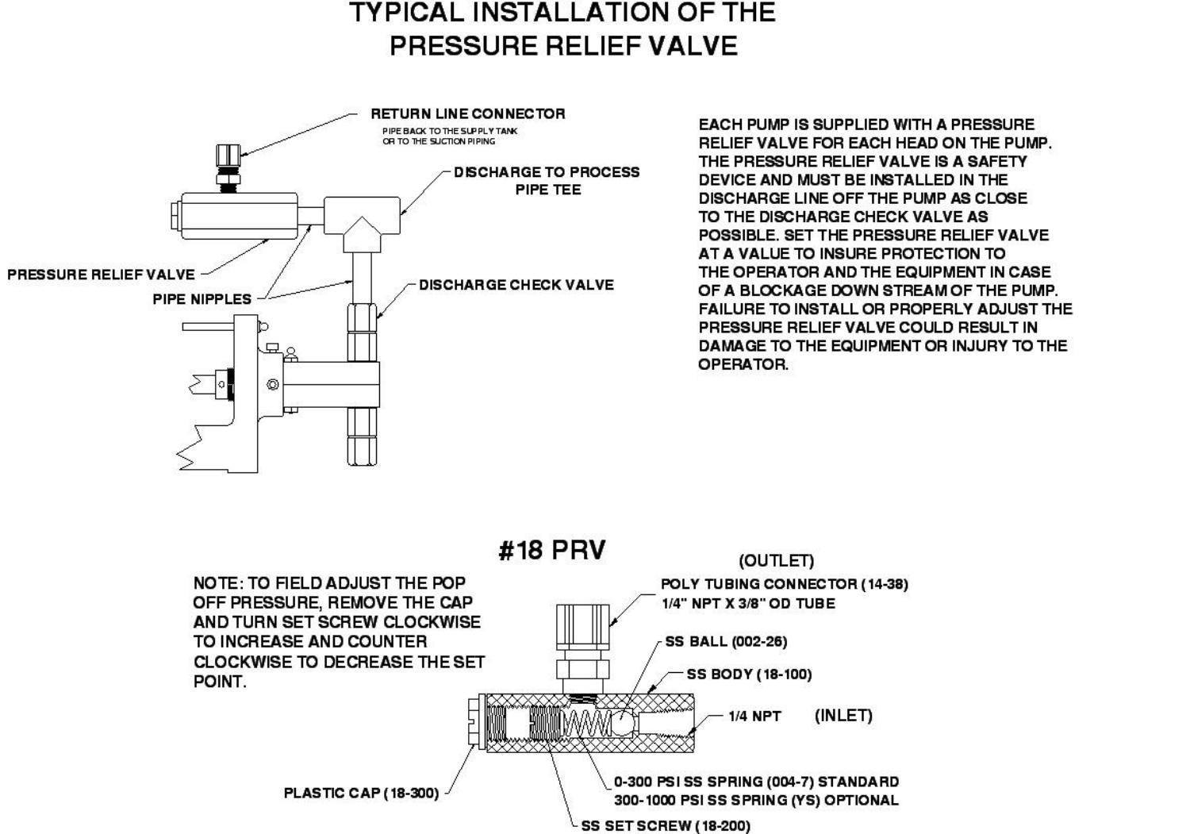# TYPICAL INSTALLATION OF THE PRESSURE RELIEF VALVE

RETURN LINE CONNECTOR
PIPE BACK TO THE SUPPLY TANK OR TO THE SUCTION PIPING

DISCHARGE TO PROCESS

PIPE TEE

PRESSURE RELIEF VALVE

PIPE NIPPLES

DISCHARGE CHECK VALVE

EACH PUMP IS SUPPLIED WITH A PRESSURE RELIEF VALVE FOR EACH HEAD ON THE PUMP. THE PRESSURE RELIEF VALVE IS A SAFETY DEVICE AND MUST BE INSTALLED IN THE DISCHARGE LINE OFF THE PUMP AS CLOSE TO THE DISCHARGE CHECK VALVE AS POSSIBLE. SET THE PRESSURE RELIEF VALVE AT A VALUE TO INSURE PROTECTION TO THE OPERATOR AND THE EQUIPMENT IN CASE OF A BLOCKAGE DOWN STREAM OF THE PUMP. FAILURE TO INSTALL OR PROPERLY ADJUST THE PRESSURE RELIEF VALVE COULD RESULT IN DAMAGE TO THE EQUIPMENT OR INJURY TO THE OPERATOR.

## #18 PRV

NOTE: TO FIELD ADJUST THE POP OFF PRESSURE, REMOVE THE CAP AND TURN SET SCREW CLOCKWISE TO INCREASE AND COUNTER CLOCKWISE TO DECREASE THE SET POINT.

(OUTLET)

POLY TUBING CONNECTOR (14-38)
1/4" NPT X 3/8" OD TUBE

SS BALL (002-26)

SS BODY (18-100)

1/4 NPT (INLET)

PLASTIC CAP (18-300)

0-300 PSI SS SPRING (004-7) STANDARD
300-1000 PSI SS SPRING (YS) OPTIONAL

SS SET SCREW (18-200)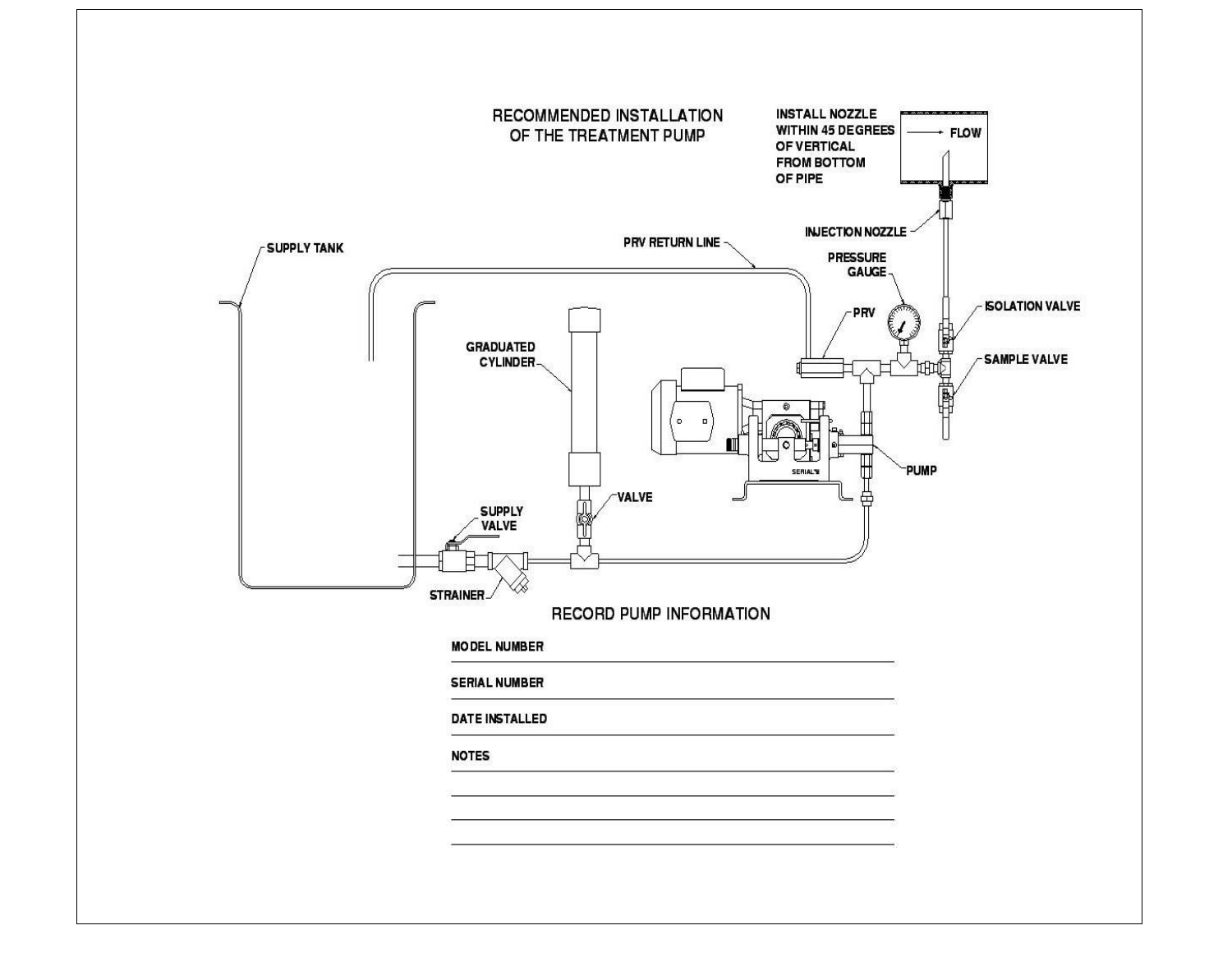# RECOMMENDED INSTALLATION OF THE TREATMENT PUMP

INSTALL NOZZLE WITHIN 45 DEGREES OF VERTICAL FROM BOTTOM OF PIPE

FLOW

INJECTION NOZZLE

PRV RETURN LINE

SUPPLY TANK

PRESSURE GAUGE

PRV

ISOLATION VALVE

SAMPLE VALVE

GRADUATED CYLINDER

PUMP

VALVE

SUPPLY VALVE

STRAINER

SERIAL #

## RECORD PUMP INFORMATION

MODEL NUMBER ____________________________

SERIAL NUMBER ____________________________

DATE INSTALLED ____________________________

NOTES ____________________________

____________________________

____________________________

____________________________